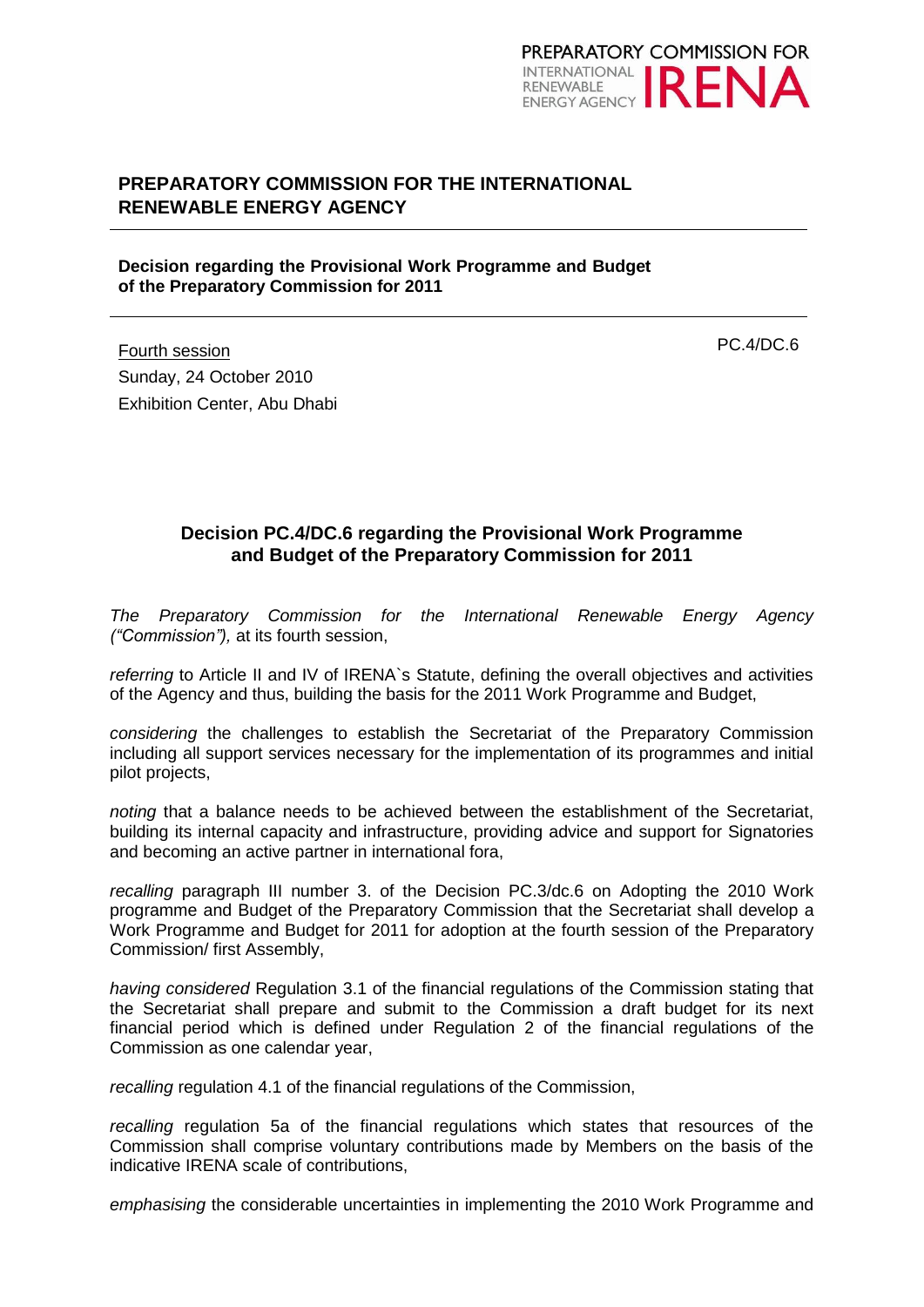PREPARATORY COMMISSION FOR INTERNATIONAL RENEWABLE ENERGY AGENCY IRENA

## PREPARATORY COMMISSION FOR THE INTERNATIONAL RENEWABLE ENERGY AGENCY

**Decision regarding the Provisional Work Programme and Budget of the Preparatory Commission for 2011**

Fourth session
Sunday, 24 October 2010
Exhibition Center, Abu Dhabi

PC.4/DC.6

### Decision PC.4/DC.6 regarding the Provisional Work Programme and Budget of the Preparatory Commission for 2011

*The Preparatory Commission for the International Renewable Energy Agency ("Commission"),* at its fourth session,

*referring* to Article II and IV of IRENA`s Statute, defining the overall objectives and activities of the Agency and thus, building the basis for the 2011 Work Programme and Budget,

*considering* the challenges to establish the Secretariat of the Preparatory Commission including all support services necessary for the implementation of its programmes and initial pilot projects,

*noting* that a balance needs to be achieved between the establishment of the Secretariat, building its internal capacity and infrastructure, providing advice and support for Signatories and becoming an active partner in international fora,

*recalling* paragraph III number 3. of the Decision PC.3/dc.6 on Adopting the 2010 Work programme and Budget of the Preparatory Commission that the Secretariat shall develop a Work Programme and Budget for 2011 for adoption at the fourth session of the Preparatory Commission/ first Assembly,

*having considered* Regulation 3.1 of the financial regulations of the Commission stating that the Secretariat shall prepare and submit to the Commission a draft budget for its next financial period which is defined under Regulation 2 of the financial regulations of the Commission as one calendar year,

*recalling* regulation 4.1 of the financial regulations of the Commission,

*recalling* regulation 5a of the financial regulations which states that resources of the Commission shall comprise voluntary contributions made by Members on the basis of the indicative IRENA scale of contributions,

*emphasising* the considerable uncertainties in implementing the 2010 Work Programme and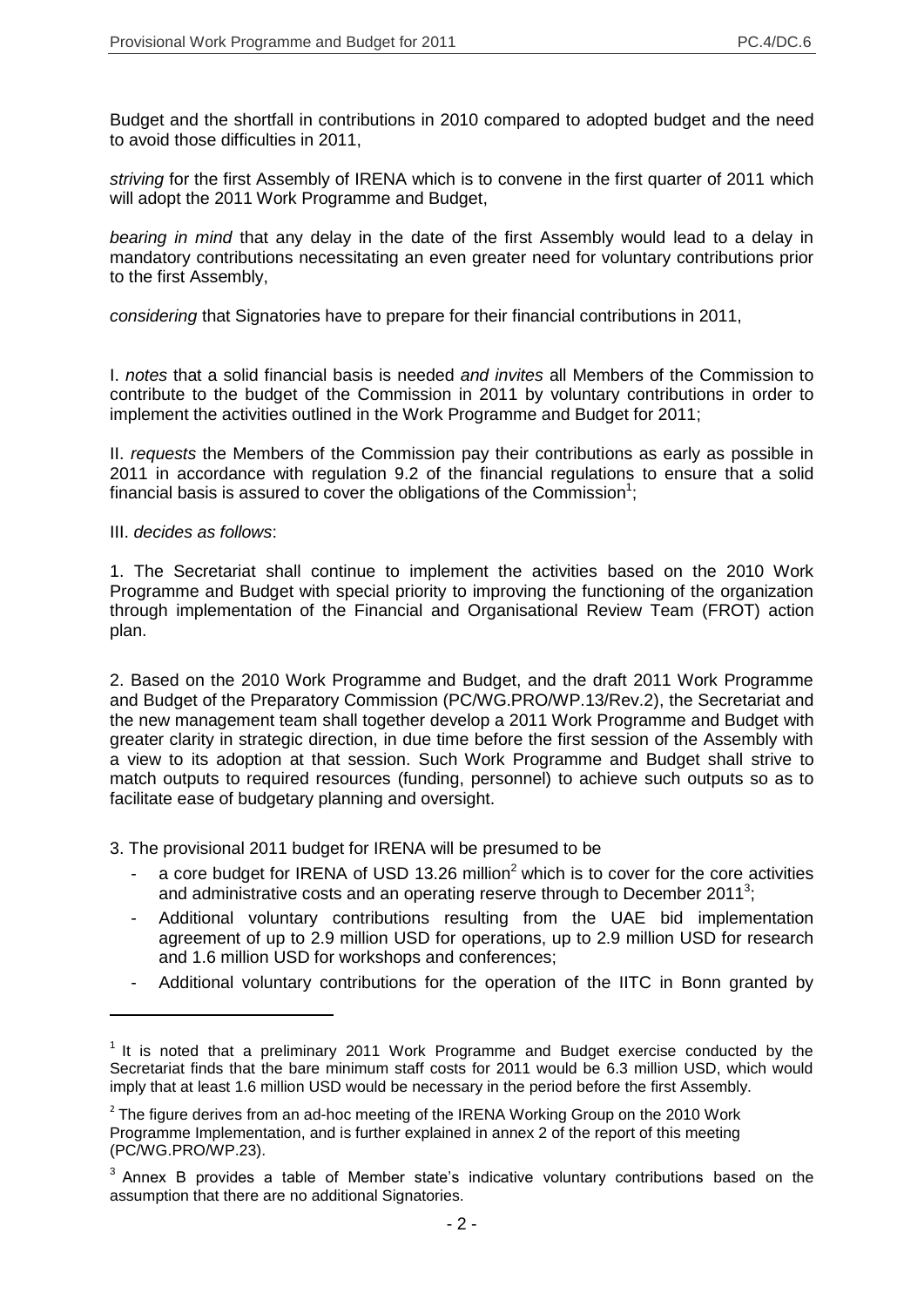Budget and the shortfall in contributions in 2010 compared to adopted budget and the need to avoid those difficulties in 2011,

*striving* for the first Assembly of IRENA which is to convene in the first quarter of 2011 which will adopt the 2011 Work Programme and Budget,

*bearing in mind* that any delay in the date of the first Assembly would lead to a delay in mandatory contributions necessitating an even greater need for voluntary contributions prior to the first Assembly,

*considering* that Signatories have to prepare for their financial contributions in 2011,

I. *notes* that a solid financial basis is needed *and invites* all Members of the Commission to contribute to the budget of the Commission in 2011 by voluntary contributions in order to implement the activities outlined in the Work Programme and Budget for 2011;

II. *requests* the Members of the Commission pay their contributions as early as possible in 2011 in accordance with regulation 9.2 of the financial regulations to ensure that a solid financial basis is assured to cover the obligations of the Commission[1];

III. *decides as follows*:

1. The Secretariat shall continue to implement the activities based on the 2010 Work Programme and Budget with special priority to improving the functioning of the organization through implementation of the Financial and Organisational Review Team (FROT) action plan.

2. Based on the 2010 Work Programme and Budget, and the draft 2011 Work Programme and Budget of the Preparatory Commission (PC/WG.PRO/WP.13/Rev.2), the Secretariat and the new management team shall together develop a 2011 Work Programme and Budget with greater clarity in strategic direction, in due time before the first session of the Assembly with a view to its adoption at that session. Such Work Programme and Budget shall strive to match outputs to required resources (funding, personnel) to achieve such outputs so as to facilitate ease of budgetary planning and oversight.

3. The provisional 2011 budget for IRENA will be presumed to be
   - a core budget for IRENA of USD 13.26 million[2] which is to cover for the core activities and administrative costs and an operating reserve through to December 2011[3];
   - Additional voluntary contributions resulting from the UAE bid implementation agreement of up to 2.9 million USD for operations, up to 2.9 million USD for research and 1.6 million USD for workshops and conferences;
   - Additional voluntary contributions for the operation of the IITC in Bonn granted by

---

[1] It is noted that a preliminary 2011 Work Programme and Budget exercise conducted by the Secretariat finds that the bare minimum staff costs for 2011 would be 6.3 million USD, which would imply that at least 1.6 million USD would be necessary in the period before the first Assembly.

[2] The figure derives from an ad-hoc meeting of the IRENA Working Group on the 2010 Work Programme Implementation, and is further explained in annex 2 of the report of this meeting (PC/WG.PRO/WP.23).

[3] Annex B provides a table of Member state's indicative voluntary contributions based on the assumption that there are no additional Signatories.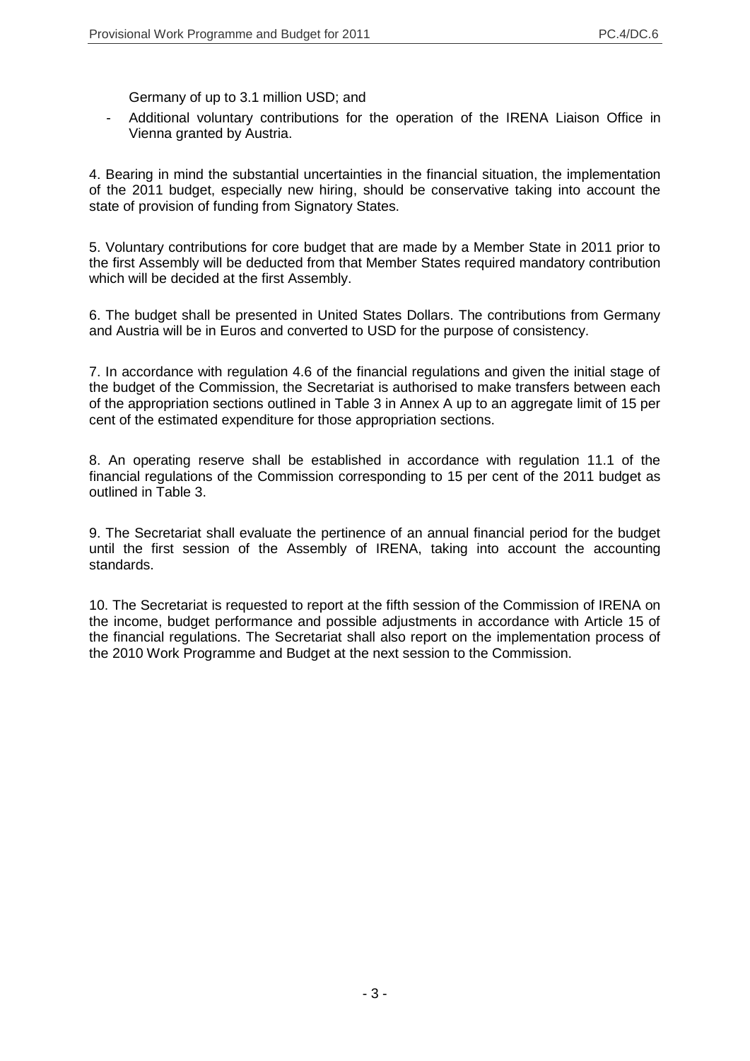Germany of up to 3.1 million USD; and

- Additional voluntary contributions for the operation of the IRENA Liaison Office in Vienna granted by Austria.

4. Bearing in mind the substantial uncertainties in the financial situation, the implementation of the 2011 budget, especially new hiring, should be conservative taking into account the state of provision of funding from Signatory States.

5. Voluntary contributions for core budget that are made by a Member State in 2011 prior to the first Assembly will be deducted from that Member States required mandatory contribution which will be decided at the first Assembly.

6. The budget shall be presented in United States Dollars. The contributions from Germany and Austria will be in Euros and converted to USD for the purpose of consistency.

7. In accordance with regulation 4.6 of the financial regulations and given the initial stage of the budget of the Commission, the Secretariat is authorised to make transfers between each of the appropriation sections outlined in Table 3 in Annex A up to an aggregate limit of 15 per cent of the estimated expenditure for those appropriation sections.

8. An operating reserve shall be established in accordance with regulation 11.1 of the financial regulations of the Commission corresponding to 15 per cent of the 2011 budget as outlined in Table 3.

9. The Secretariat shall evaluate the pertinence of an annual financial period for the budget until the first session of the Assembly of IRENA, taking into account the accounting standards.

10. The Secretariat is requested to report at the fifth session of the Commission of IRENA on the income, budget performance and possible adjustments in accordance with Article 15 of the financial regulations. The Secretariat shall also report on the implementation process of the 2010 Work Programme and Budget at the next session to the Commission.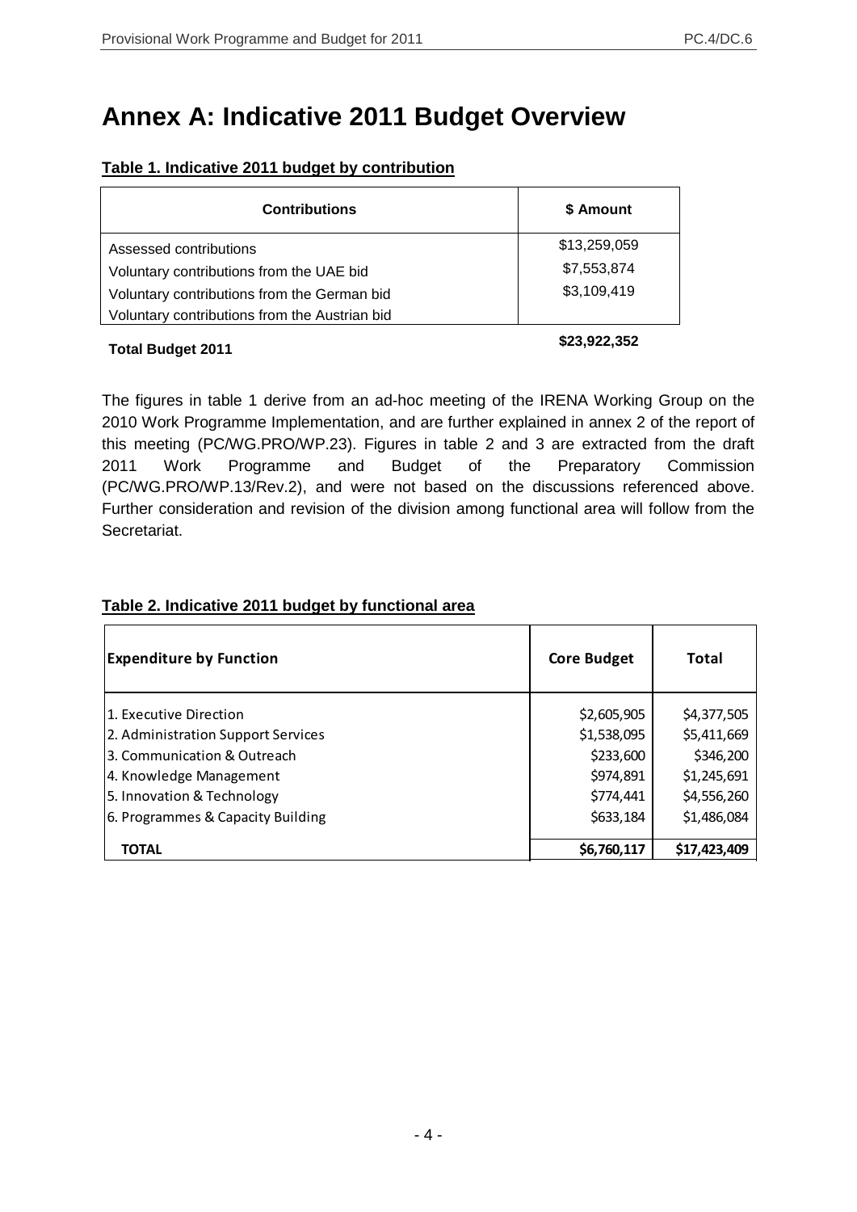# Annex A: Indicative 2011 Budget Overview

**Table 1. Indicative 2011 budget by contribution**

| Contributions | $ Amount |
| --- | --- |
| Assessed contributions | $13,259,059 |
| Voluntary contributions from the UAE bid | $7,553,874 |
| Voluntary contributions from the German bid | $3,109,419 |
| Voluntary contributions from the Austrian bid | |
| **Total Budget 2011** | **$23,922,352** |

The figures in table 1 derive from an ad-hoc meeting of the IRENA Working Group on the 2010 Work Programme Implementation, and are further explained in annex 2 of the report of this meeting (PC/WG.PRO/WP.23). Figures in table 2 and 3 are extracted from the draft 2011 Work Programme and Budget of the Preparatory Commission (PC/WG.PRO/WP.13/Rev.2), and were not based on the discussions referenced above. Further consideration and revision of the division among functional area will follow from the Secretariat.

**Table 2. Indicative 2011 budget by functional area**

| Expenditure by Function | Core Budget | Total |
| --- | --- | --- |
| 1. Executive Direction | $2,605,905 | $4,377,505 |
| 2. Administration Support Services | $1,538,095 | $5,411,669 |
| 3. Communication & Outreach | $233,600 | $346,200 |
| 4. Knowledge Management | $974,891 | $1,245,691 |
| 5. Innovation & Technology | $774,441 | $4,556,260 |
| 6. Programmes & Capacity Building | $633,184 | $1,486,084 |
| **TOTAL** | **$6,760,117** | **$17,423,409** |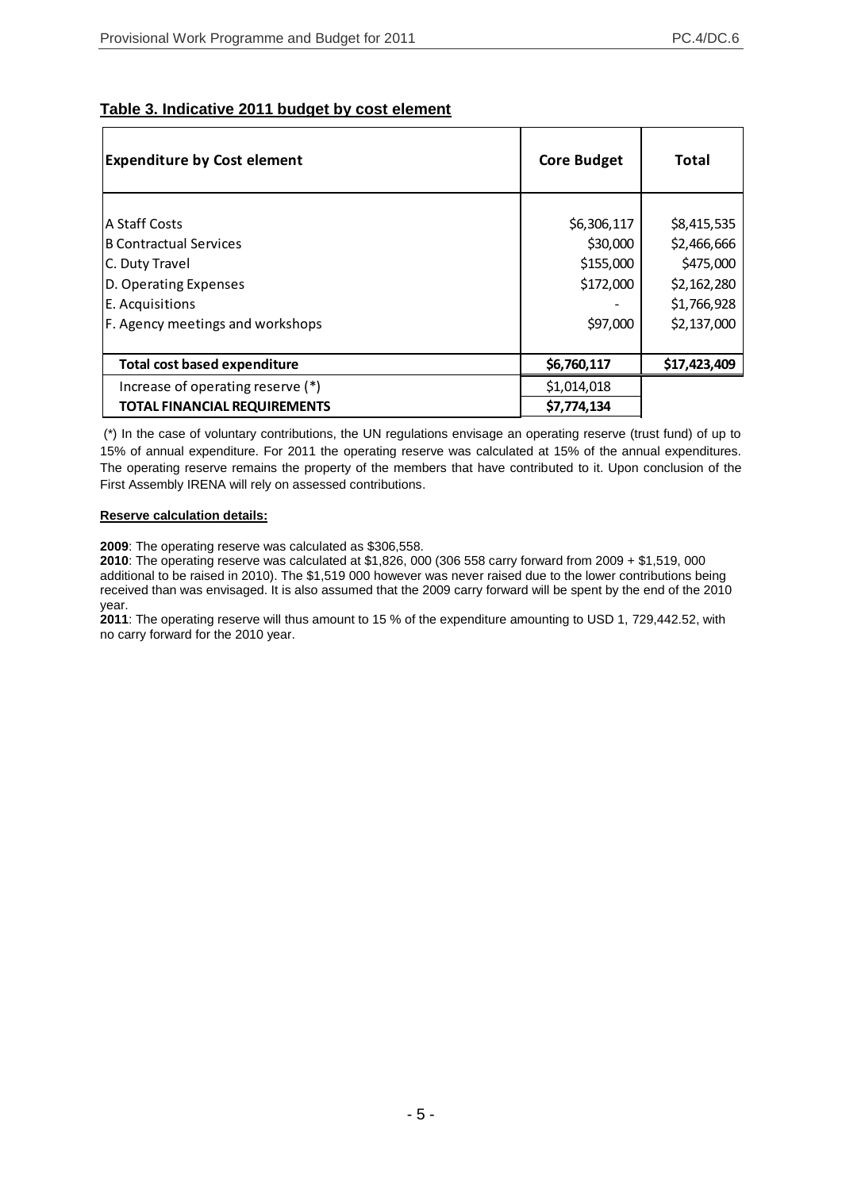**Table 3. Indicative 2011 budget by cost element**

| Expenditure by Cost element | Core Budget | Total |
|---|---|---|
| A Staff Costs | $6,306,117 | $8,415,535 |
| B Contractual Services | $30,000 | $2,466,666 |
| C. Duty Travel | $155,000 | $475,000 |
| D. Operating Expenses | $172,000 | $2,162,280 |
| E. Acquisitions | - | $1,766,928 |
| F. Agency meetings and workshops | $97,000 | $2,137,000 |
| **Total cost based expenditure** | **$6,760,117** | **$17,423,409** |
| Increase of operating reserve (*) | $1,014,018 | |
| **TOTAL FINANCIAL REQUIREMENTS** | **$7,774,134** | |

(*) In the case of voluntary contributions, the UN regulations envisage an operating reserve (trust fund) of up to 15% of annual expenditure. For 2011 the operating reserve was calculated at 15% of the annual expenditures. The operating reserve remains the property of the members that have contributed to it. Upon conclusion of the First Assembly IRENA will rely on assessed contributions.

**Reserve calculation details:**

**2009**: The operating reserve was calculated as $306,558.

**2010**: The operating reserve was calculated at $1,826, 000 (306 558 carry forward from 2009 + $1,519, 000 additional to be raised in 2010). The $1,519 000 however was never raised due to the lower contributions being received than was envisaged. It is also assumed that the 2009 carry forward will be spent by the end of the 2010 year.

**2011**: The operating reserve will thus amount to 15 % of the expenditure amounting to USD 1, 729,442.52, with no carry forward for the 2010 year.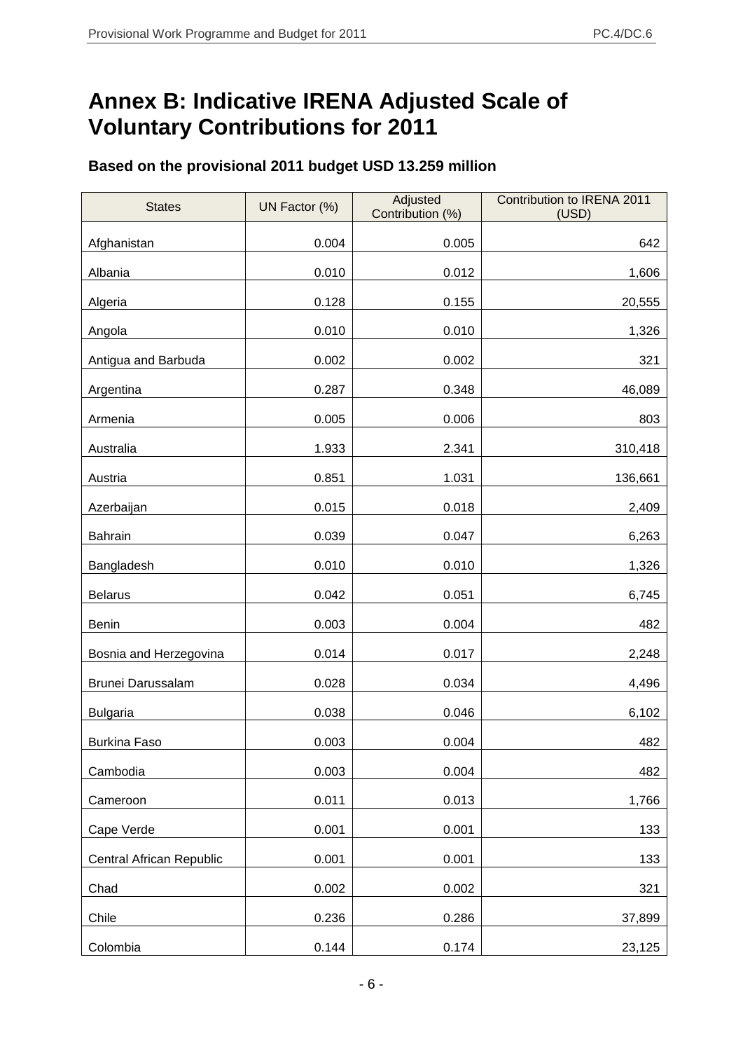# Annex B: Indicative IRENA Adjusted Scale of Voluntary Contributions for 2011

### Based on the provisional 2011 budget USD 13.259 million

| States | UN Factor (%) | Adjusted Contribution (%) | Contribution to IRENA 2011 (USD) |
|---|---|---|---|
| Afghanistan | 0.004 | 0.005 | 642 |
| Albania | 0.010 | 0.012 | 1,606 |
| Algeria | 0.128 | 0.155 | 20,555 |
| Angola | 0.010 | 0.010 | 1,326 |
| Antigua and Barbuda | 0.002 | 0.002 | 321 |
| Argentina | 0.287 | 0.348 | 46,089 |
| Armenia | 0.005 | 0.006 | 803 |
| Australia | 1.933 | 2.341 | 310,418 |
| Austria | 0.851 | 1.031 | 136,661 |
| Azerbaijan | 0.015 | 0.018 | 2,409 |
| Bahrain | 0.039 | 0.047 | 6,263 |
| Bangladesh | 0.010 | 0.010 | 1,326 |
| Belarus | 0.042 | 0.051 | 6,745 |
| Benin | 0.003 | 0.004 | 482 |
| Bosnia and Herzegovina | 0.014 | 0.017 | 2,248 |
| Brunei Darussalam | 0.028 | 0.034 | 4,496 |
| Bulgaria | 0.038 | 0.046 | 6,102 |
| Burkina Faso | 0.003 | 0.004 | 482 |
| Cambodia | 0.003 | 0.004 | 482 |
| Cameroon | 0.011 | 0.013 | 1,766 |
| Cape Verde | 0.001 | 0.001 | 133 |
| Central African Republic | 0.001 | 0.001 | 133 |
| Chad | 0.002 | 0.002 | 321 |
| Chile | 0.236 | 0.286 | 37,899 |
| Colombia | 0.144 | 0.174 | 23,125 |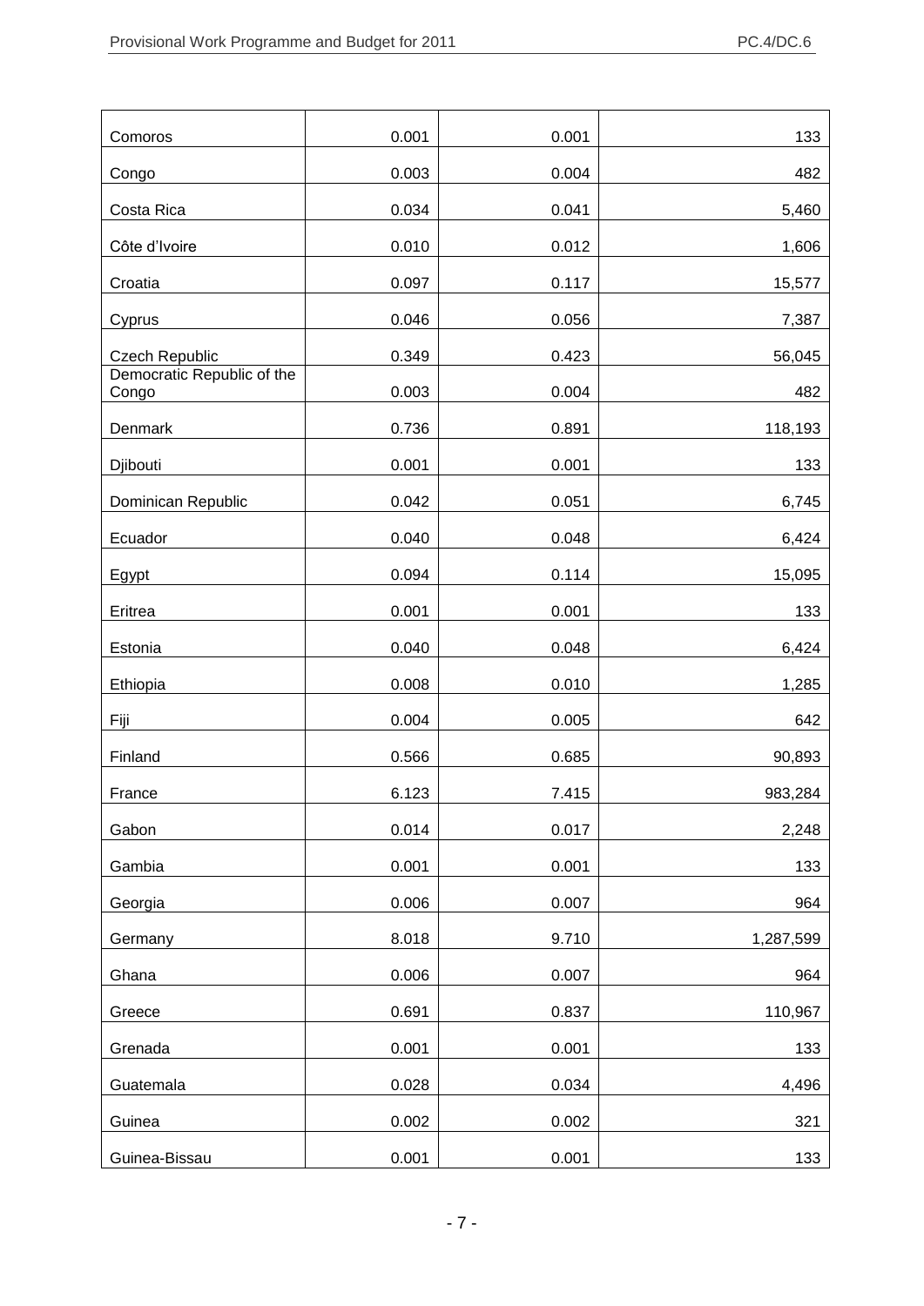| | | | |
|---|---|---|---|
| Comoros | 0.001 | 0.001 | 133 |
| Congo | 0.003 | 0.004 | 482 |
| Costa Rica | 0.034 | 0.041 | 5,460 |
| Côte d'Ivoire | 0.010 | 0.012 | 1,606 |
| Croatia | 0.097 | 0.117 | 15,577 |
| Cyprus | 0.046 | 0.056 | 7,387 |
| Czech Republic | 0.349 | 0.423 | 56,045 |
| Democratic Republic of the Congo | 0.003 | 0.004 | 482 |
| Denmark | 0.736 | 0.891 | 118,193 |
| Djibouti | 0.001 | 0.001 | 133 |
| Dominican Republic | 0.042 | 0.051 | 6,745 |
| Ecuador | 0.040 | 0.048 | 6,424 |
| Egypt | 0.094 | 0.114 | 15,095 |
| Eritrea | 0.001 | 0.001 | 133 |
| Estonia | 0.040 | 0.048 | 6,424 |
| Ethiopia | 0.008 | 0.010 | 1,285 |
| Fiji | 0.004 | 0.005 | 642 |
| Finland | 0.566 | 0.685 | 90,893 |
| France | 6.123 | 7.415 | 983,284 |
| Gabon | 0.014 | 0.017 | 2,248 |
| Gambia | 0.001 | 0.001 | 133 |
| Georgia | 0.006 | 0.007 | 964 |
| Germany | 8.018 | 9.710 | 1,287,599 |
| Ghana | 0.006 | 0.007 | 964 |
| Greece | 0.691 | 0.837 | 110,967 |
| Grenada | 0.001 | 0.001 | 133 |
| Guatemala | 0.028 | 0.034 | 4,496 |
| Guinea | 0.002 | 0.002 | 321 |
| Guinea-Bissau | 0.001 | 0.001 | 133 |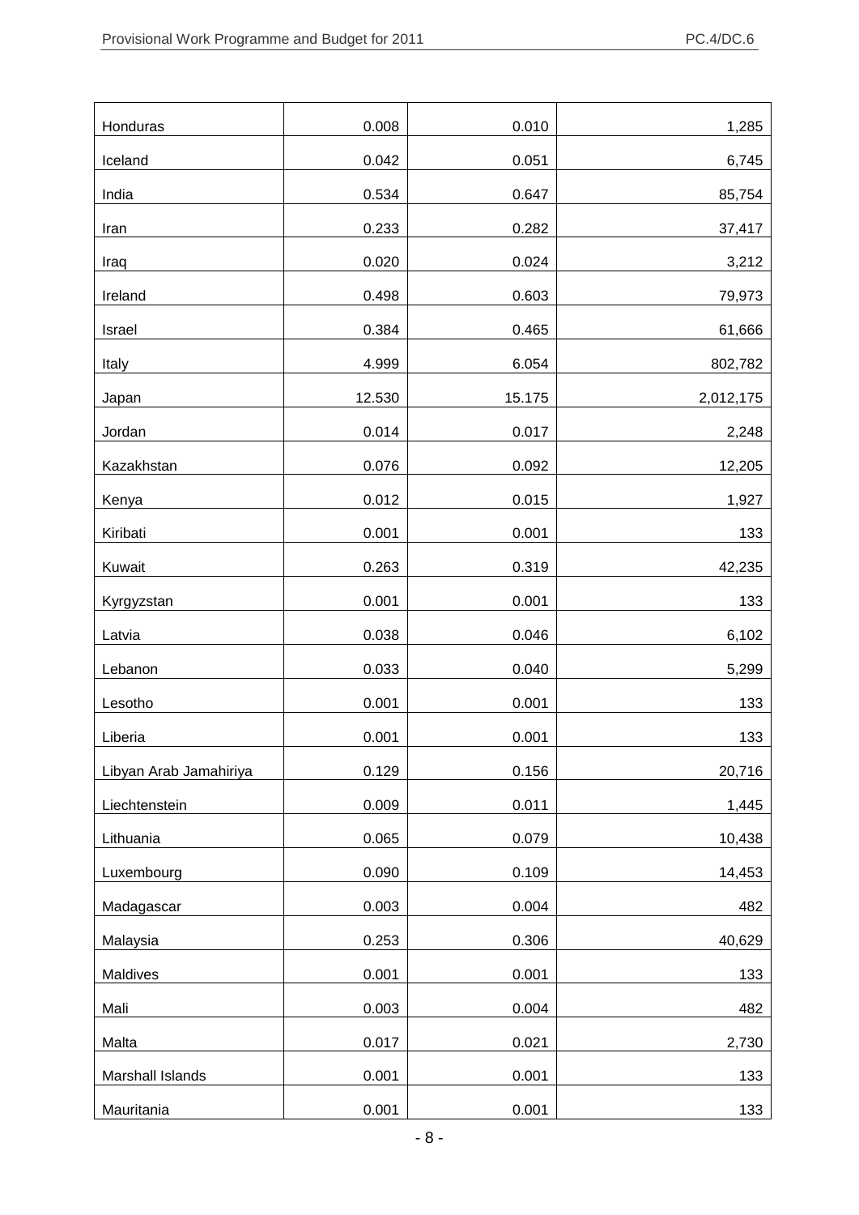| | | | |
|---|---:|---:|---:|
| Honduras | 0.008 | 0.010 | 1,285 |
| Iceland | 0.042 | 0.051 | 6,745 |
| India | 0.534 | 0.647 | 85,754 |
| Iran | 0.233 | 0.282 | 37,417 |
| Iraq | 0.020 | 0.024 | 3,212 |
| Ireland | 0.498 | 0.603 | 79,973 |
| Israel | 0.384 | 0.465 | 61,666 |
| Italy | 4.999 | 6.054 | 802,782 |
| Japan | 12.530 | 15.175 | 2,012,175 |
| Jordan | 0.014 | 0.017 | 2,248 |
| Kazakhstan | 0.076 | 0.092 | 12,205 |
| Kenya | 0.012 | 0.015 | 1,927 |
| Kiribati | 0.001 | 0.001 | 133 |
| Kuwait | 0.263 | 0.319 | 42,235 |
| Kyrgyzstan | 0.001 | 0.001 | 133 |
| Latvia | 0.038 | 0.046 | 6,102 |
| Lebanon | 0.033 | 0.040 | 5,299 |
| Lesotho | 0.001 | 0.001 | 133 |
| Liberia | 0.001 | 0.001 | 133 |
| Libyan Arab Jamahiriya | 0.129 | 0.156 | 20,716 |
| Liechtenstein | 0.009 | 0.011 | 1,445 |
| Lithuania | 0.065 | 0.079 | 10,438 |
| Luxembourg | 0.090 | 0.109 | 14,453 |
| Madagascar | 0.003 | 0.004 | 482 |
| Malaysia | 0.253 | 0.306 | 40,629 |
| Maldives | 0.001 | 0.001 | 133 |
| Mali | 0.003 | 0.004 | 482 |
| Malta | 0.017 | 0.021 | 2,730 |
| Marshall Islands | 0.001 | 0.001 | 133 |
| Mauritania | 0.001 | 0.001 | 133 |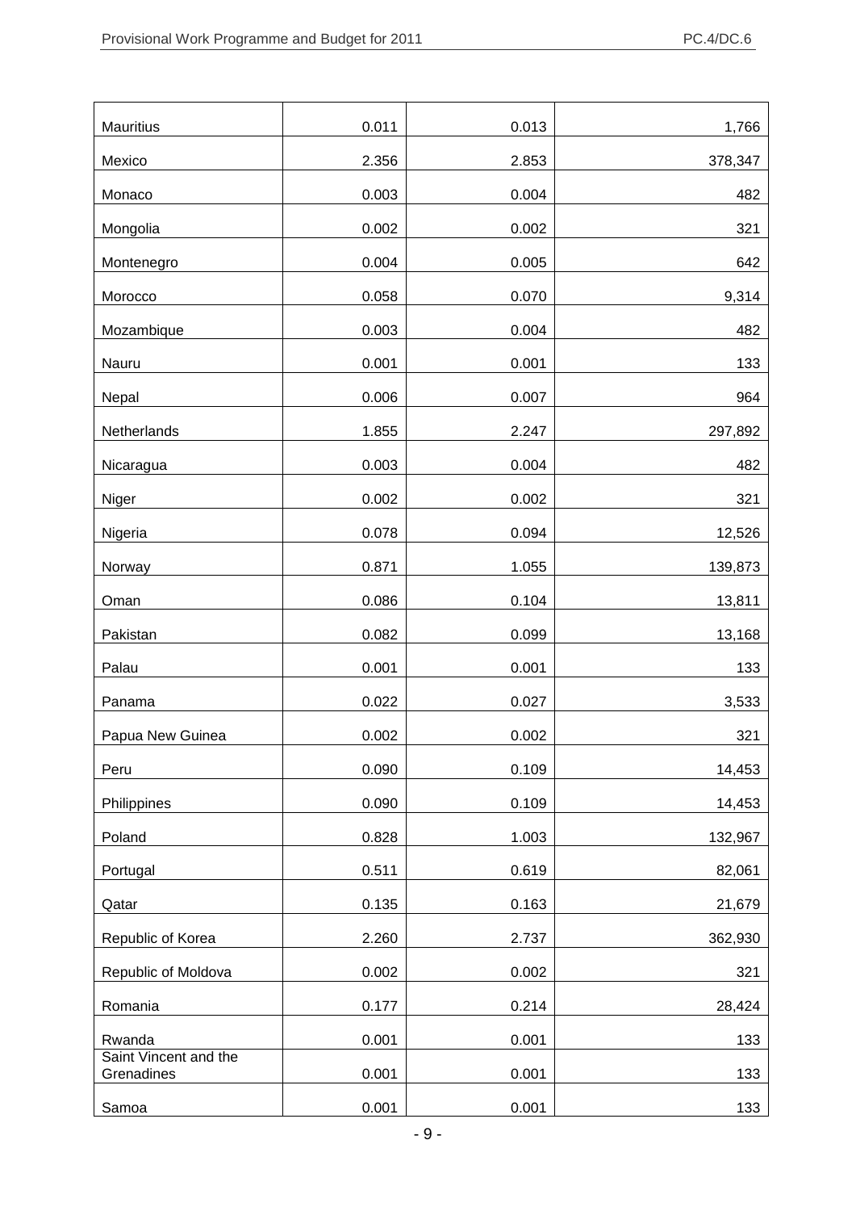| | | | |
|---|---|---|---|
| Mauritius | 0.011 | 0.013 | 1,766 |
| Mexico | 2.356 | 2.853 | 378,347 |
| Monaco | 0.003 | 0.004 | 482 |
| Mongolia | 0.002 | 0.002 | 321 |
| Montenegro | 0.004 | 0.005 | 642 |
| Morocco | 0.058 | 0.070 | 9,314 |
| Mozambique | 0.003 | 0.004 | 482 |
| Nauru | 0.001 | 0.001 | 133 |
| Nepal | 0.006 | 0.007 | 964 |
| Netherlands | 1.855 | 2.247 | 297,892 |
| Nicaragua | 0.003 | 0.004 | 482 |
| Niger | 0.002 | 0.002 | 321 |
| Nigeria | 0.078 | 0.094 | 12,526 |
| Norway | 0.871 | 1.055 | 139,873 |
| Oman | 0.086 | 0.104 | 13,811 |
| Pakistan | 0.082 | 0.099 | 13,168 |
| Palau | 0.001 | 0.001 | 133 |
| Panama | 0.022 | 0.027 | 3,533 |
| Papua New Guinea | 0.002 | 0.002 | 321 |
| Peru | 0.090 | 0.109 | 14,453 |
| Philippines | 0.090 | 0.109 | 14,453 |
| Poland | 0.828 | 1.003 | 132,967 |
| Portugal | 0.511 | 0.619 | 82,061 |
| Qatar | 0.135 | 0.163 | 21,679 |
| Republic of Korea | 2.260 | 2.737 | 362,930 |
| Republic of Moldova | 0.002 | 0.002 | 321 |
| Romania | 0.177 | 0.214 | 28,424 |
| Rwanda | 0.001 | 0.001 | 133 |
| Saint Vincent and the Grenadines | 0.001 | 0.001 | 133 |
| Samoa | 0.001 | 0.001 | 133 |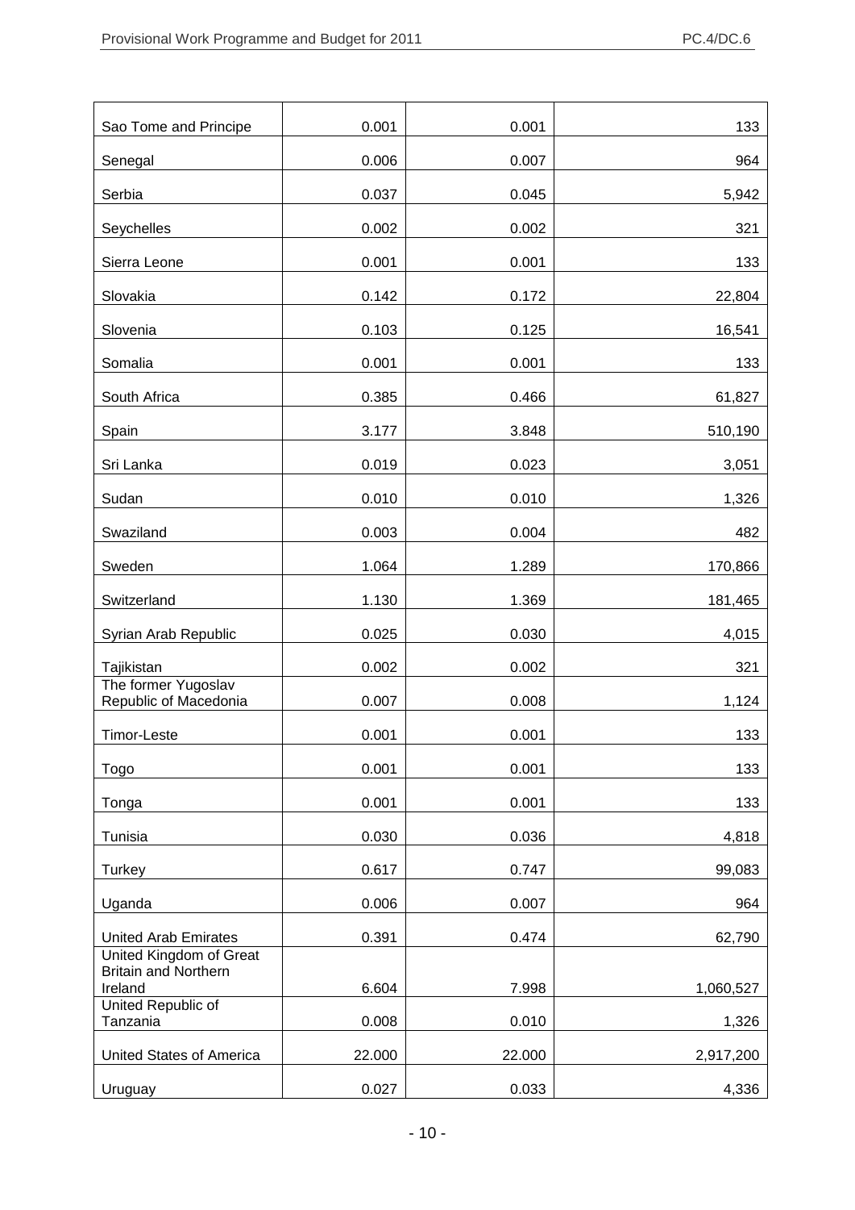| | | | |
|---|---|---|---|
| Sao Tome and Principe | 0.001 | 0.001 | 133 |
| Senegal | 0.006 | 0.007 | 964 |
| Serbia | 0.037 | 0.045 | 5,942 |
| Seychelles | 0.002 | 0.002 | 321 |
| Sierra Leone | 0.001 | 0.001 | 133 |
| Slovakia | 0.142 | 0.172 | 22,804 |
| Slovenia | 0.103 | 0.125 | 16,541 |
| Somalia | 0.001 | 0.001 | 133 |
| South Africa | 0.385 | 0.466 | 61,827 |
| Spain | 3.177 | 3.848 | 510,190 |
| Sri Lanka | 0.019 | 0.023 | 3,051 |
| Sudan | 0.010 | 0.010 | 1,326 |
| Swaziland | 0.003 | 0.004 | 482 |
| Sweden | 1.064 | 1.289 | 170,866 |
| Switzerland | 1.130 | 1.369 | 181,465 |
| Syrian Arab Republic | 0.025 | 0.030 | 4,015 |
| Tajikistan | 0.002 | 0.002 | 321 |
| The former Yugoslav Republic of Macedonia | 0.007 | 0.008 | 1,124 |
| Timor-Leste | 0.001 | 0.001 | 133 |
| Togo | 0.001 | 0.001 | 133 |
| Tonga | 0.001 | 0.001 | 133 |
| Tunisia | 0.030 | 0.036 | 4,818 |
| Turkey | 0.617 | 0.747 | 99,083 |
| Uganda | 0.006 | 0.007 | 964 |
| United Arab Emirates | 0.391 | 0.474 | 62,790 |
| United Kingdom of Great Britain and Northern Ireland | 6.604 | 7.998 | 1,060,527 |
| United Republic of Tanzania | 0.008 | 0.010 | 1,326 |
| United States of America | 22.000 | 22.000 | 2,917,200 |
| Uruguay | 0.027 | 0.033 | 4,336 |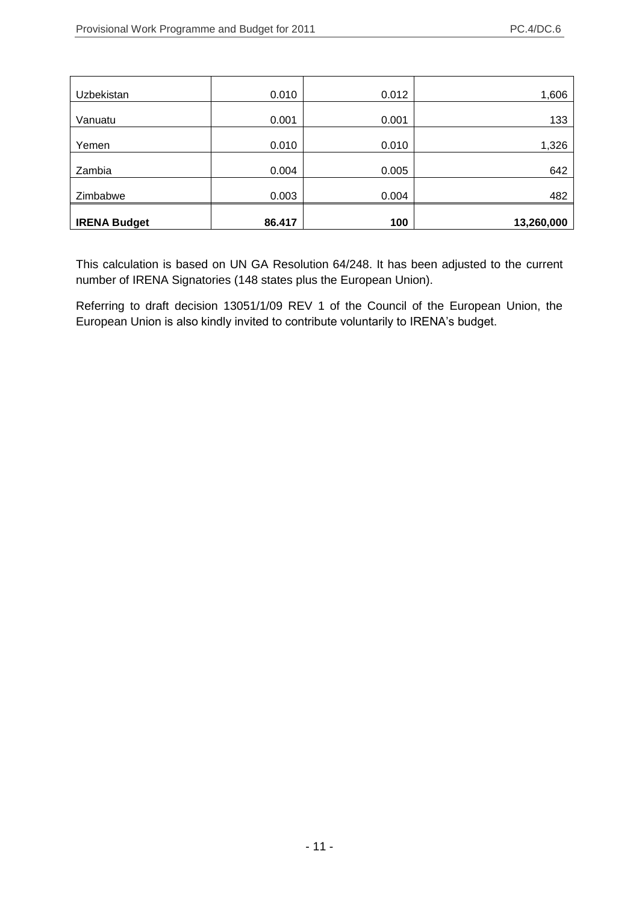| | | | |
|---|---|---|---|
| Uzbekistan | 0.010 | 0.012 | 1,606 |
| Vanuatu | 0.001 | 0.001 | 133 |
| Yemen | 0.010 | 0.010 | 1,326 |
| Zambia | 0.004 | 0.005 | 642 |
| Zimbabwe | 0.003 | 0.004 | 482 |
| **IRENA Budget** | **86.417** | **100** | **13,260,000** |

This calculation is based on UN GA Resolution 64/248. It has been adjusted to the current number of IRENA Signatories (148 states plus the European Union).

Referring to draft decision 13051/1/09 REV 1 of the Council of the European Union, the European Union is also kindly invited to contribute voluntarily to IRENA's budget.